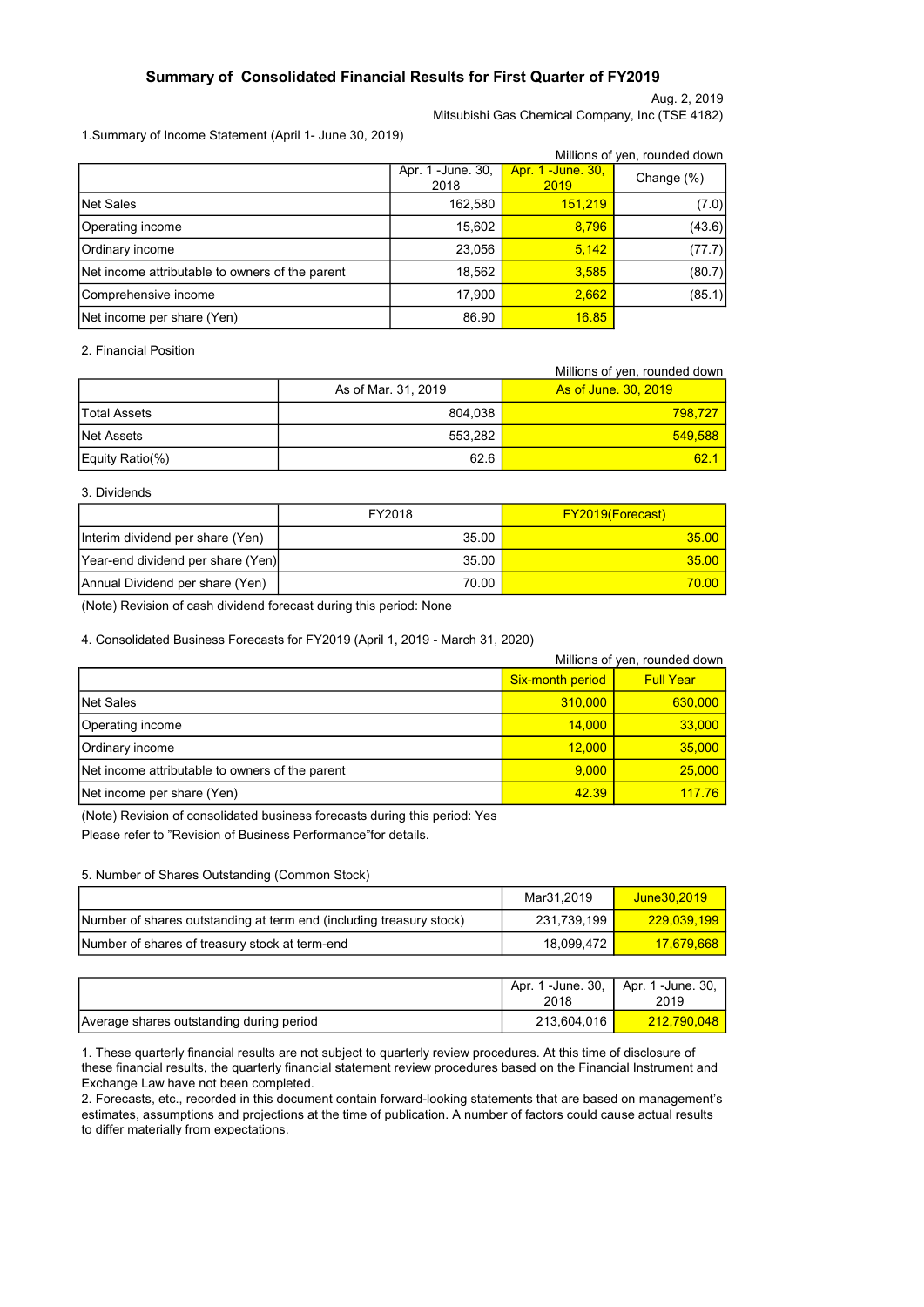# Summary of Consolidated Financial Results for First Quarter of FY2019

Aug. 2, 2019

Mitsubishi Gas Chemical Company, Inc (TSE 4182)

1.Summary of Income Statement (April 1- June 30, 2019)

Millions of yen, rounded down

| | Apr. 1 -June. 30, 2018 | Apr. 1 -June. 30, 2019 | Change (%) |
|---|---|---|---|
| Net Sales | 162,580 | 151,219 | (7.0) |
| Operating income | 15,602 | 8,796 | (43.6) |
| Ordinary income | 23,056 | 5,142 | (77.7) |
| Net income attributable to owners of the parent | 18,562 | 3,585 | (80.7) |
| Comprehensive income | 17,900 | 2,662 | (85.1) |
| Net income per share (Yen) | 86.90 | 16.85 | |

2. Financial Position

Millions of yen, rounded down

| | As of Mar. 31, 2019 | As of June. 30, 2019 |
|---|---|---|
| Total Assets | 804,038 | 798,727 |
| Net Assets | 553,282 | 549,588 |
| Equity Ratio(%) | 62.6 | 62.1 |

3. Dividends

| | FY2018 | FY2019(Forecast) |
|---|---|---|
| Interim dividend per share (Yen) | 35.00 | 35.00 |
| Year-end dividend per share (Yen) | 35.00 | 35.00 |
| Annual Dividend per share (Yen) | 70.00 | 70.00 |

(Note) Revision of cash dividend forecast during this period: None

4. Consolidated Business Forecasts for FY2019 (April 1, 2019 - March 31, 2020)

Millions of yen, rounded down

| | Six-month period | Full Year |
|---|---|---|
| Net Sales | 310,000 | 630,000 |
| Operating income | 14,000 | 33,000 |
| Ordinary income | 12,000 | 35,000 |
| Net income attributable to owners of the parent | 9,000 | 25,000 |
| Net income per share (Yen) | 42.39 | 117.76 |

(Note) Revision of consolidated business forecasts during this period: Yes

Please refer to "Revision of Business Performance"for details.

5. Number of Shares Outstanding (Common Stock)

| | Mar31,2019 | June30,2019 |
|---|---|---|
| Number of shares outstanding at term end (including treasury stock) | 231,739,199 | 229,039,199 |
| Number of shares of treasury stock at term-end | 18,099,472 | 17,679,668 |

| | Apr. 1 -June. 30, 2018 | Apr. 1 -June. 30, 2019 |
|---|---|---|
| Average shares outstanding during period | 213,604,016 | 212,790,048 |

1. These quarterly financial results are not subject to quarterly review procedures. At this time of disclosure of these financial results, the quarterly financial statement review procedures based on the Financial Instrument and Exchange Law have not been completed.
2. Forecasts, etc., recorded in this document contain forward-looking statements that are based on management's estimates, assumptions and projections at the time of publication. A number of factors could cause actual results to differ materially from expectations.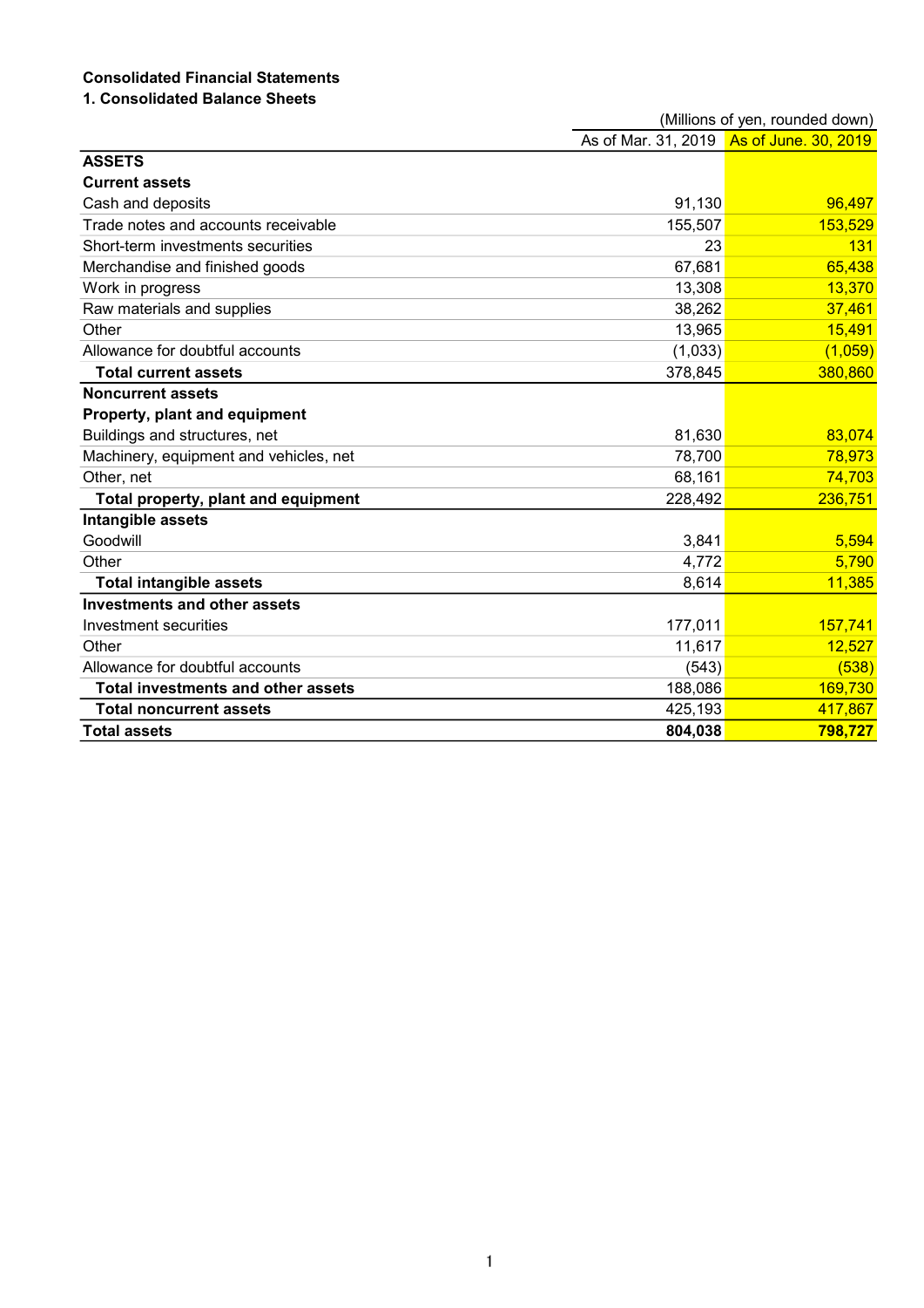**Consolidated Financial Statements**

**1. Consolidated Balance Sheets**

(Millions of yen, rounded down)

| | As of Mar. 31, 2019 | As of June. 30, 2019 |
|---|---|---|
| **ASSETS** | | |
| **Current assets** | | |
| Cash and deposits | 91,130 | 96,497 |
| Trade notes and accounts receivable | 155,507 | 153,529 |
| Short-term investments securities | 23 | 131 |
| Merchandise and finished goods | 67,681 | 65,438 |
| Work in progress | 13,308 | 13,370 |
| Raw materials and supplies | 38,262 | 37,461 |
| Other | 13,965 | 15,491 |
| Allowance for doubtful accounts | (1,033) | (1,059) |
| **Total current assets** | 378,845 | 380,860 |
| **Noncurrent assets** | | |
| **Property, plant and equipment** | | |
| Buildings and structures, net | 81,630 | 83,074 |
| Machinery, equipment and vehicles, net | 78,700 | 78,973 |
| Other, net | 68,161 | 74,703 |
| **Total property, plant and equipment** | 228,492 | 236,751 |
| **Intangible assets** | | |
| Goodwill | 3,841 | 5,594 |
| Other | 4,772 | 5,790 |
| **Total intangible assets** | 8,614 | 11,385 |
| **Investments and other assets** | | |
| Investment securities | 177,011 | 157,741 |
| Other | 11,617 | 12,527 |
| Allowance for doubtful accounts | (543) | (538) |
| **Total investments and other assets** | 188,086 | 169,730 |
| **Total noncurrent assets** | 425,193 | 417,867 |
| **Total assets** | **804,038** | **798,727** |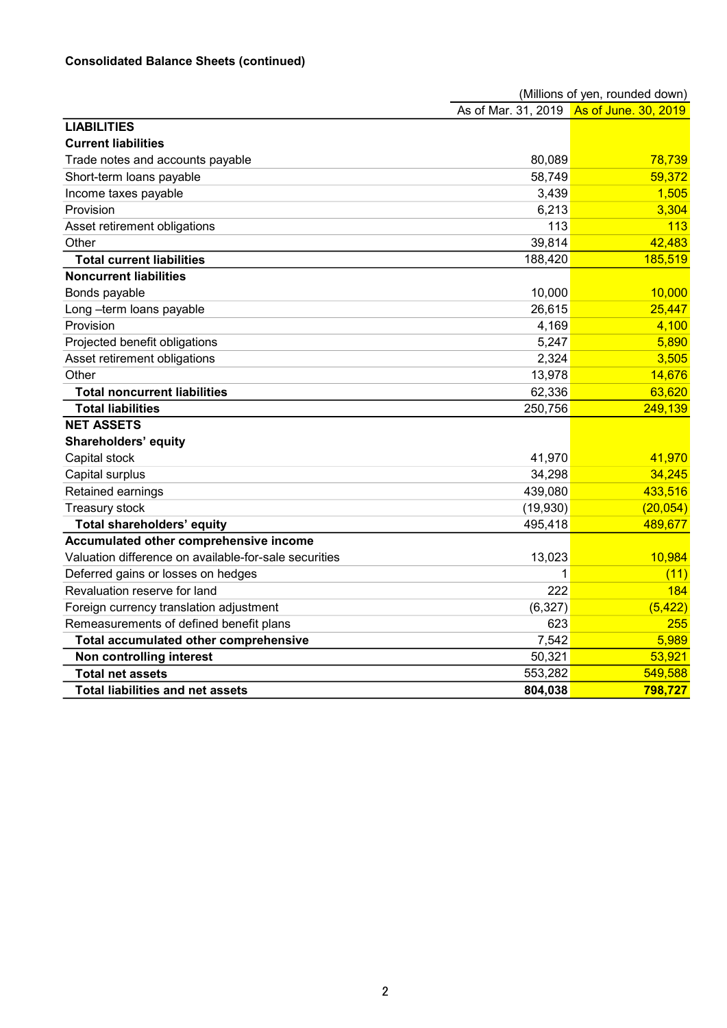**Consolidated Balance Sheets (continued)**

(Millions of yen, rounded down)

| | As of Mar. 31, 2019 | As of June. 30, 2019 |
|---|---|---|
| **LIABILITIES** | | |
| **Current liabilities** | | |
| Trade notes and accounts payable | 80,089 | 78,739 |
| Short-term loans payable | 58,749 | 59,372 |
| Income taxes payable | 3,439 | 1,505 |
| Provision | 6,213 | 3,304 |
| Asset retirement obligations | 113 | 113 |
| Other | 39,814 | 42,483 |
| **Total current liabilities** | 188,420 | 185,519 |
| **Noncurrent liabilities** | | |
| Bonds payable | 10,000 | 10,000 |
| Long –term loans payable | 26,615 | 25,447 |
| Provision | 4,169 | 4,100 |
| Projected benefit obligations | 5,247 | 5,890 |
| Asset retirement obligations | 2,324 | 3,505 |
| Other | 13,978 | 14,676 |
| **Total noncurrent liabilities** | 62,336 | 63,620 |
| **Total liabilities** | 250,756 | 249,139 |
| **NET ASSETS** | | |
| **Shareholders' equity** | | |
| Capital stock | 41,970 | 41,970 |
| Capital surplus | 34,298 | 34,245 |
| Retained earnings | 439,080 | 433,516 |
| Treasury stock | (19,930) | (20,054) |
| **Total shareholders' equity** | 495,418 | 489,677 |
| **Accumulated other comprehensive income** | | |
| Valuation difference on available-for-sale securities | 13,023 | 10,984 |
| Deferred gains or losses on hedges | 1 | (11) |
| Revaluation reserve for land | 222 | 184 |
| Foreign currency translation adjustment | (6,327) | (5,422) |
| Remeasurements of defined benefit plans | 623 | 255 |
| **Total accumulated other comprehensive** | 7,542 | 5,989 |
| **Non controlling interest** | 50,321 | 53,921 |
| **Total net assets** | 553,282 | 549,588 |
| **Total liabilities and net assets** | **804,038** | **798,727** |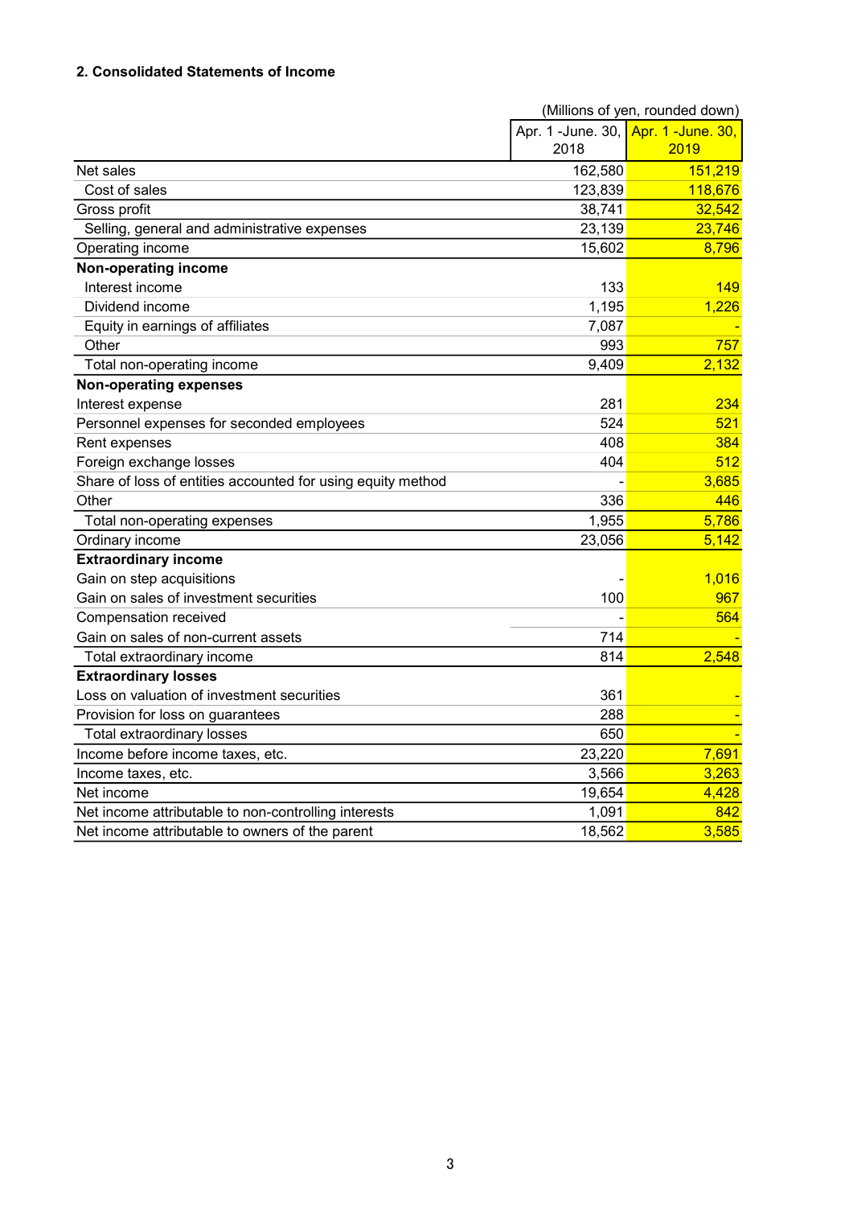### 2. Consolidated Statements of Income

(Millions of yen, rounded down)

| | Apr. 1 -June. 30, 2018 | Apr. 1 -June. 30, 2019 |
|---|---:|---:|
| Net sales | 162,580 | 151,219 |
| Cost of sales | 123,839 | 118,676 |
| Gross profit | 38,741 | 32,542 |
| Selling, general and administrative expenses | 23,139 | 23,746 |
| Operating income | 15,602 | 8,796 |
| **Non-operating income** | | |
| Interest income | 133 | 149 |
| Dividend income | 1,195 | 1,226 |
| Equity in earnings of affiliates | 7,087 | - |
| Other | 993 | 757 |
| Total non-operating income | 9,409 | 2,132 |
| **Non-operating expenses** | | |
| Interest expense | 281 | 234 |
| Personnel expenses for seconded employees | 524 | 521 |
| Rent expenses | 408 | 384 |
| Foreign exchange losses | 404 | 512 |
| Share of loss of entities accounted for using equity method | - | 3,685 |
| Other | 336 | 446 |
| Total non-operating expenses | 1,955 | 5,786 |
| Ordinary income | 23,056 | 5,142 |
| **Extraordinary income** | | |
| Gain on step acquisitions | - | 1,016 |
| Gain on sales of investment securities | 100 | 967 |
| Compensation received | - | 564 |
| Gain on sales of non-current assets | 714 | - |
| Total extraordinary income | 814 | 2,548 |
| **Extraordinary losses** | | |
| Loss on valuation of investment securities | 361 | - |
| Provision for loss on guarantees | 288 | - |
| Total extraordinary losses | 650 | - |
| Income before income taxes, etc. | 23,220 | 7,691 |
| Income taxes, etc. | 3,566 | 3,263 |
| Net income | 19,654 | 4,428 |
| Net income attributable to non-controlling interests | 1,091 | 842 |
| Net income attributable to owners of the parent | 18,562 | 3,585 |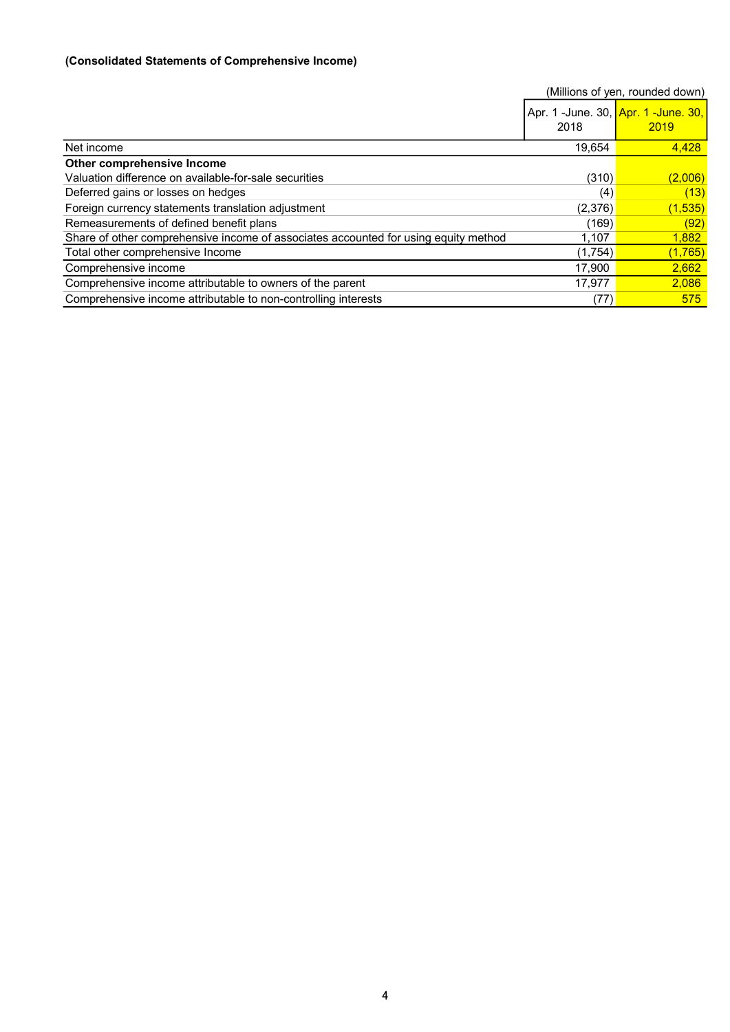**(Consolidated Statements of Comprehensive Income)**

(Millions of yen, rounded down)

| | Apr. 1 -June. 30, 2018 | Apr. 1 -June. 30, 2019 |
|---|---|---|
| Net income | 19,654 | 4,428 |
| **Other comprehensive Income** | | |
| Valuation difference on available-for-sale securities | (310) | (2,006) |
| Deferred gains or losses on hedges | (4) | (13) |
| Foreign currency statements translation adjustment | (2,376) | (1,535) |
| Remeasurements of defined benefit plans | (169) | (92) |
| Share of other comprehensive income of associates accounted for using equity method | 1,107 | 1,882 |
| Total other comprehensive Income | (1,754) | (1,765) |
| Comprehensive income | 17,900 | 2,662 |
| Comprehensive income attributable to owners of the parent | 17,977 | 2,086 |
| Comprehensive income attributable to non-controlling interests | (77) | 575 |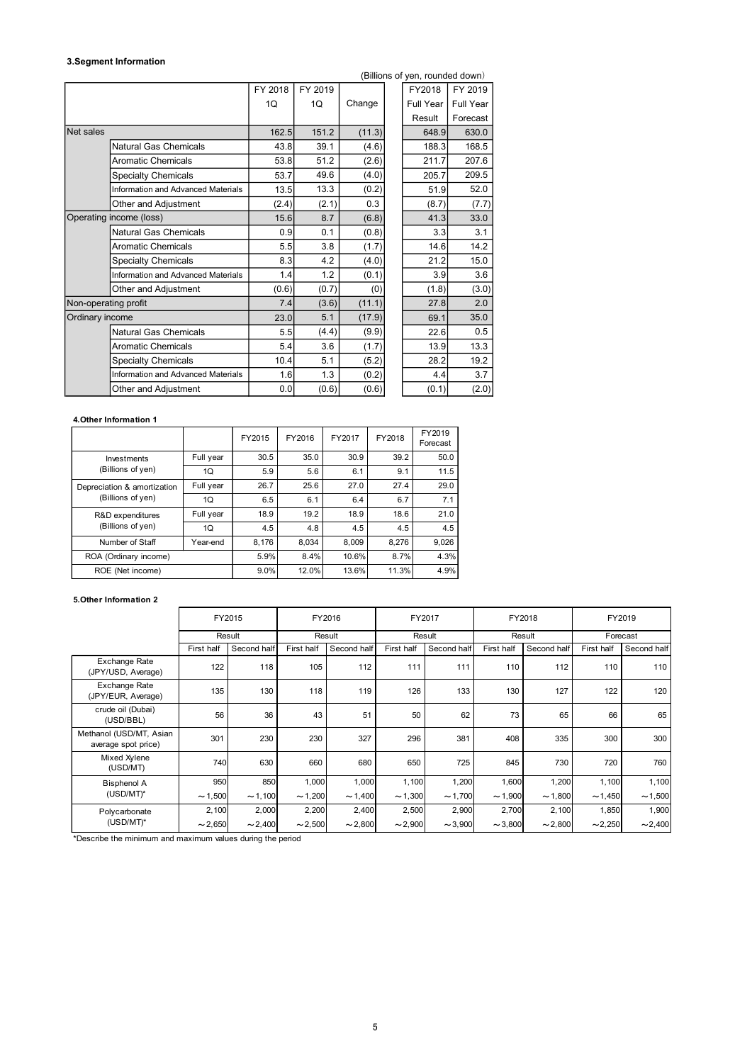### 3.Segment Information

(Billions of yen, rounded down)

| | | FY 2018 1Q | FY 2019 1Q | Change | FY2018 Full Year Result | FY 2019 Full Year Forecast |
|---|---|---|---|---|---|---|
| Net sales | | 162.5 | 151.2 | (11.3) | 648.9 | 630.0 |
| | Natural Gas Chemicals | 43.8 | 39.1 | (4.6) | 188.3 | 168.5 |
| | Aromatic Chemicals | 53.8 | 51.2 | (2.6) | 211.7 | 207.6 |
| | Specialty Chemicals | 53.7 | 49.6 | (4.0) | 205.7 | 209.5 |
| | Information and Advanced Materials | 13.5 | 13.3 | (0.2) | 51.9 | 52.0 |
| | Other and Adjustment | (2.4) | (2.1) | 0.3 | (8.7) | (7.7) |
| Operating income (loss) | | 15.6 | 8.7 | (6.8) | 41.3 | 33.0 |
| | Natural Gas Chemicals | 0.9 | 0.1 | (0.8) | 3.3 | 3.1 |
| | Aromatic Chemicals | 5.5 | 3.8 | (1.7) | 14.6 | 14.2 |
| | Specialty Chemicals | 8.3 | 4.2 | (4.0) | 21.2 | 15.0 |
| | Information and Advanced Materials | 1.4 | 1.2 | (0.1) | 3.9 | 3.6 |
| | Other and Adjustment | (0.6) | (0.7) | (0) | (1.8) | (3.0) |
| Non-operating profit | | 7.4 | (3.6) | (11.1) | 27.8 | 2.0 |
| Ordinary income | | 23.0 | 5.1 | (17.9) | 69.1 | 35.0 |
| | Natural Gas Chemicals | 5.5 | (4.4) | (9.9) | 22.6 | 0.5 |
| | Aromatic Chemicals | 5.4 | 3.6 | (1.7) | 13.9 | 13.3 |
| | Specialty Chemicals | 10.4 | 5.1 | (5.2) | 28.2 | 19.2 |
| | Information and Advanced Materials | 1.6 | 1.3 | (0.2) | 4.4 | 3.7 |
| | Other and Adjustment | 0.0 | (0.6) | (0.6) | (0.1) | (2.0) |

### 4.Other Information 1

| | | FY2015 | FY2016 | FY2017 | FY2018 | FY2019 Forecast |
|---|---|---|---|---|---|---|
| Investments (Billions of yen) | Full year | 30.5 | 35.0 | 30.9 | 39.2 | 50.0 |
| | 1Q | 5.9 | 5.6 | 6.1 | 9.1 | 11.5 |
| Depreciation & amortization (Billions of yen) | Full year | 26.7 | 25.6 | 27.0 | 27.4 | 29.0 |
| | 1Q | 6.5 | 6.1 | 6.4 | 6.7 | 7.1 |
| R&D expenditures (Billions of yen) | Full year | 18.9 | 19.2 | 18.9 | 18.6 | 21.0 |
| | 1Q | 4.5 | 4.8 | 4.5 | 4.5 | 4.5 |
| Number of Staff | Year-end | 8,176 | 8,034 | 8,009 | 8,276 | 9,026 |
| ROA (Ordinary income) | | 5.9% | 8.4% | 10.6% | 8.7% | 4.3% |
| ROE (Net income) | | 9.0% | 12.0% | 13.6% | 11.3% | 4.9% |

### 5.Other Information 2

| | FY2015 | | FY2016 | | FY2017 | | FY2018 | | FY2019 | |
|---|---|---|---|---|---|---|---|---|---|---|
| | Result | | Result | | Result | | Result | | Forecast | |
| | First half | Second half | First half | Second half | First half | Second half | First half | Second half | First half | Second half |
| Exchange Rate (JPY/USD, Average) | 122 | 118 | 105 | 112 | 111 | 111 | 110 | 112 | 110 | 110 |
| Exchange Rate (JPY/EUR, Average) | 135 | 130 | 118 | 119 | 126 | 133 | 130 | 127 | 122 | 120 |
| crude oil (Dubai) (USD/BBL) | 56 | 36 | 43 | 51 | 50 | 62 | 73 | 65 | 66 | 65 |
| Methanol (USD/MT, Asian average spot price) | 301 | 230 | 230 | 327 | 296 | 381 | 408 | 335 | 300 | 300 |
| Mixed Xylene (USD/MT) | 740 | 630 | 660 | 680 | 650 | 725 | 845 | 730 | 720 | 760 |
| Bisphenol A (USD/MT)* | 950 ～1,500 | 850 ～1,100 | 1,000 ～1,200 | 1,000 ～1,400 | 1,100 ～1,300 | 1,200 ～1,700 | 1,600 ～1,900 | 1,200 ～1,800 | 1,100 ～1,450 | 1,100 ～1,500 |
| Polycarbonate (USD/MT)* | 2,100 ～2,650 | 2,000 ～2,400 | 2,200 ～2,500 | 2,400 ～2,800 | 2,500 ～2,900 | 2,900 ～3,900 | 2,700 ～3,800 | 2,100 ～2,800 | 1,850 ～2,250 | 1,900 ～2,400 |

*Describe the minimum and maximum values during the period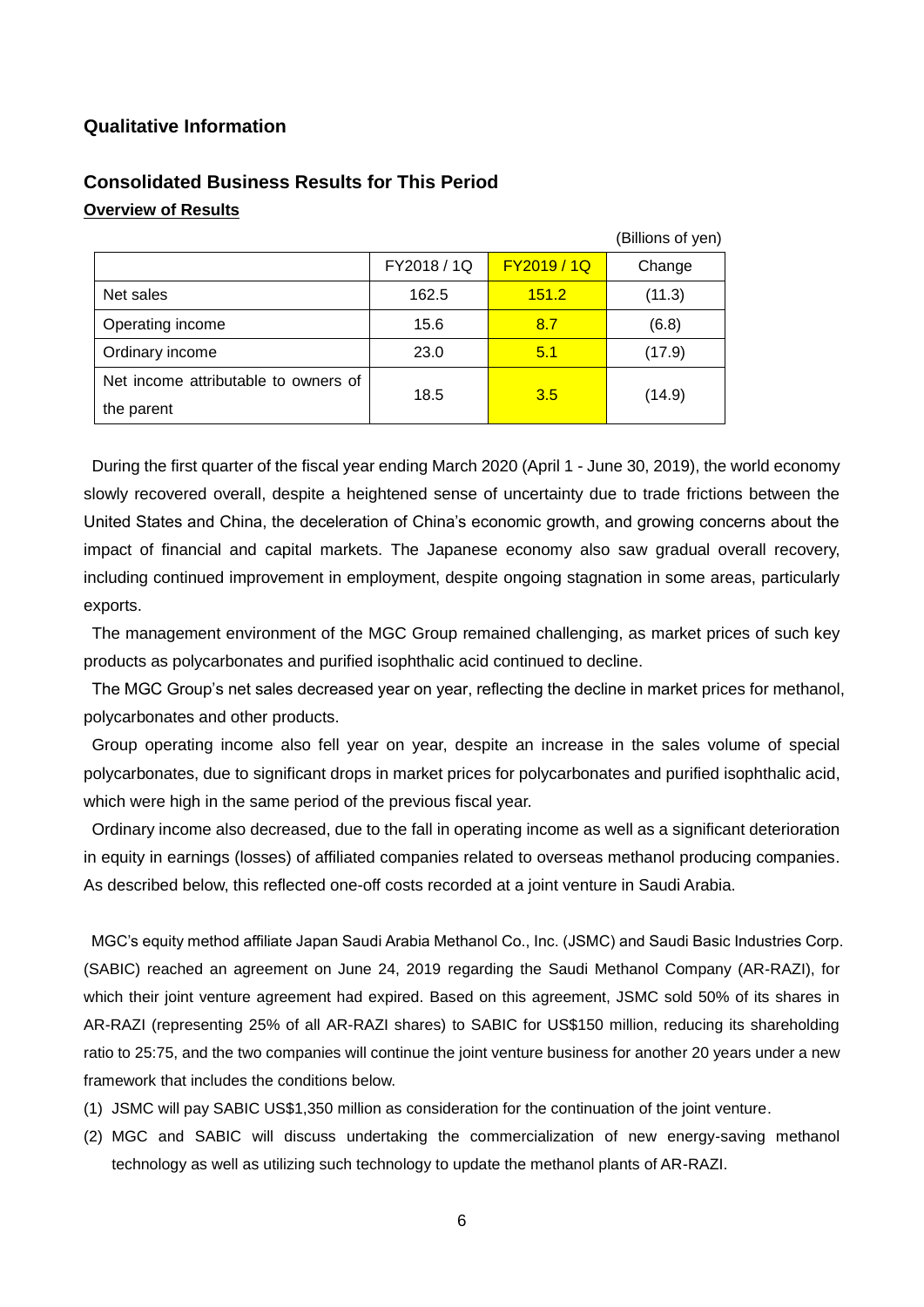## Qualitative Information

### Consolidated Business Results for This Period

**Overview of Results**

(Billions of yen)

| | FY2018 / 1Q | FY2019 / 1Q | Change |
|---|---|---|---|
| Net sales | 162.5 | 151.2 | (11.3) |
| Operating income | 15.6 | 8.7 | (6.8) |
| Ordinary income | 23.0 | 5.1 | (17.9) |
| Net income attributable to owners of the parent | 18.5 | 3.5 | (14.9) |

During the first quarter of the fiscal year ending March 2020 (April 1 - June 30, 2019), the world economy slowly recovered overall, despite a heightened sense of uncertainty due to trade frictions between the United States and China, the deceleration of China's economic growth, and growing concerns about the impact of financial and capital markets. The Japanese economy also saw gradual overall recovery, including continued improvement in employment, despite ongoing stagnation in some areas, particularly exports.

The management environment of the MGC Group remained challenging, as market prices of such key products as polycarbonates and purified isophthalic acid continued to decline.

The MGC Group's net sales decreased year on year, reflecting the decline in market prices for methanol, polycarbonates and other products.

Group operating income also fell year on year, despite an increase in the sales volume of special polycarbonates, due to significant drops in market prices for polycarbonates and purified isophthalic acid, which were high in the same period of the previous fiscal year.

Ordinary income also decreased, due to the fall in operating income as well as a significant deterioration in equity in earnings (losses) of affiliated companies related to overseas methanol producing companies. As described below, this reflected one-off costs recorded at a joint venture in Saudi Arabia.

MGC's equity method affiliate Japan Saudi Arabia Methanol Co., Inc. (JSMC) and Saudi Basic Industries Corp. (SABIC) reached an agreement on June 24, 2019 regarding the Saudi Methanol Company (AR-RAZI), for which their joint venture agreement had expired. Based on this agreement, JSMC sold 50% of its shares in AR-RAZI (representing 25% of all AR-RAZI shares) to SABIC for US$150 million, reducing its shareholding ratio to 25:75, and the two companies will continue the joint venture business for another 20 years under a new framework that includes the conditions below.

(1) JSMC will pay SABIC US$1,350 million as consideration for the continuation of the joint venture.

(2) MGC and SABIC will discuss undertaking the commercialization of new energy-saving methanol technology as well as utilizing such technology to update the methanol plants of AR-RAZI.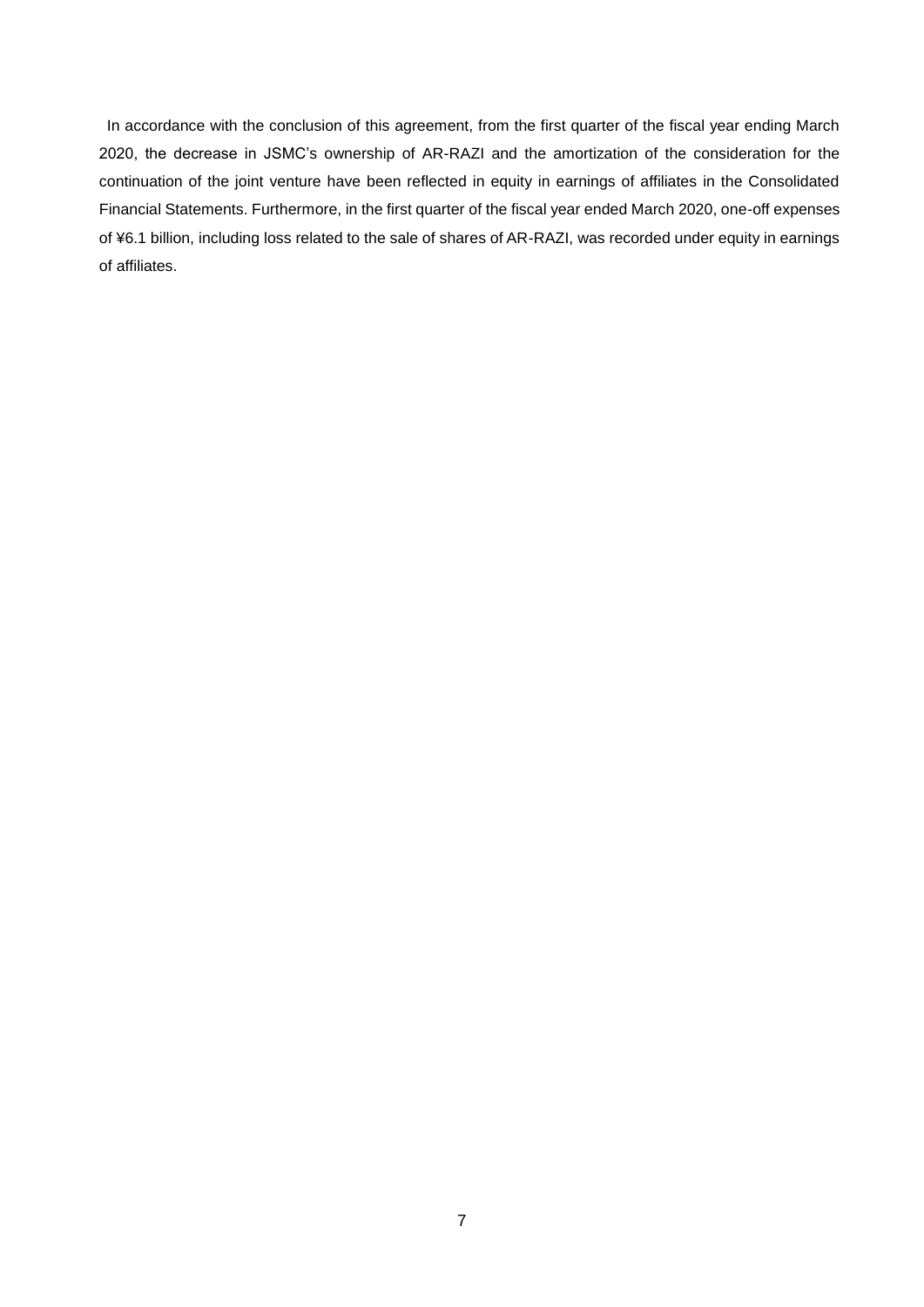In accordance with the conclusion of this agreement, from the first quarter of the fiscal year ending March 2020, the decrease in JSMC's ownership of AR-RAZI and the amortization of the consideration for the continuation of the joint venture have been reflected in equity in earnings of affiliates in the Consolidated Financial Statements. Furthermore, in the first quarter of the fiscal year ended March 2020, one-off expenses of ¥6.1 billion, including loss related to the sale of shares of AR-RAZI, was recorded under equity in earnings of affiliates.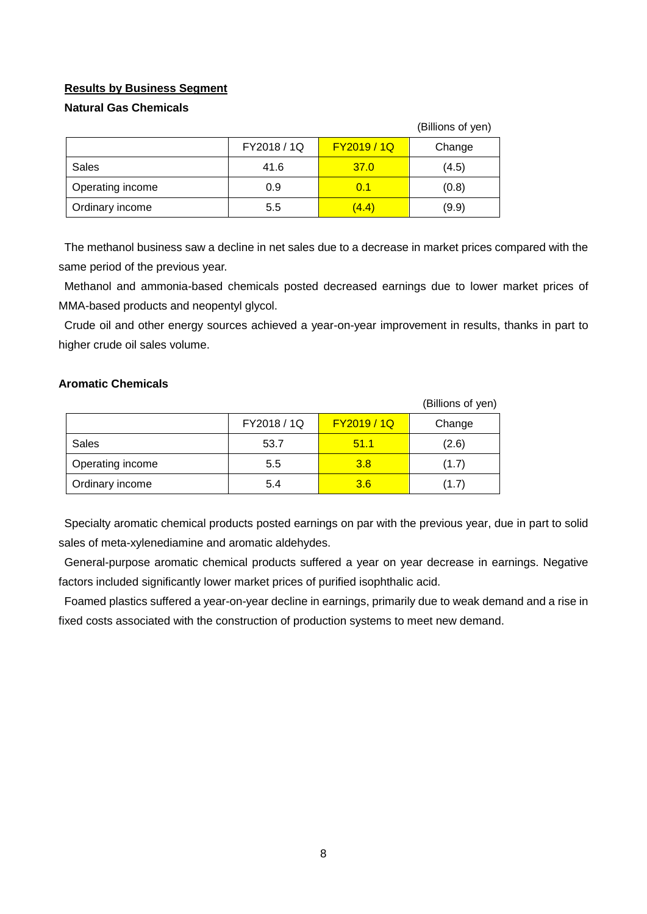## Results by Business Segment

### Natural Gas Chemicals

(Billions of yen)

| | FY2018 / 1Q | FY2019 / 1Q | Change |
|---|---|---|---|
| Sales | 41.6 | 37.0 | (4.5) |
| Operating income | 0.9 | 0.1 | (0.8) |
| Ordinary income | 5.5 | (4.4) | (9.9) |

The methanol business saw a decline in net sales due to a decrease in market prices compared with the same period of the previous year.

Methanol and ammonia-based chemicals posted decreased earnings due to lower market prices of MMA-based products and neopentyl glycol.

Crude oil and other energy sources achieved a year-on-year improvement in results, thanks in part to higher crude oil sales volume.

### Aromatic Chemicals

(Billions of yen)

| | FY2018 / 1Q | FY2019 / 1Q | Change |
|---|---|---|---|
| Sales | 53.7 | 51.1 | (2.6) |
| Operating income | 5.5 | 3.8 | (1.7) |
| Ordinary income | 5.4 | 3.6 | (1.7) |

Specialty aromatic chemical products posted earnings on par with the previous year, due in part to solid sales of meta-xylenediamine and aromatic aldehydes.

General-purpose aromatic chemical products suffered a year on year decrease in earnings. Negative factors included significantly lower market prices of purified isophthalic acid.

Foamed plastics suffered a year-on-year decline in earnings, primarily due to weak demand and a rise in fixed costs associated with the construction of production systems to meet new demand.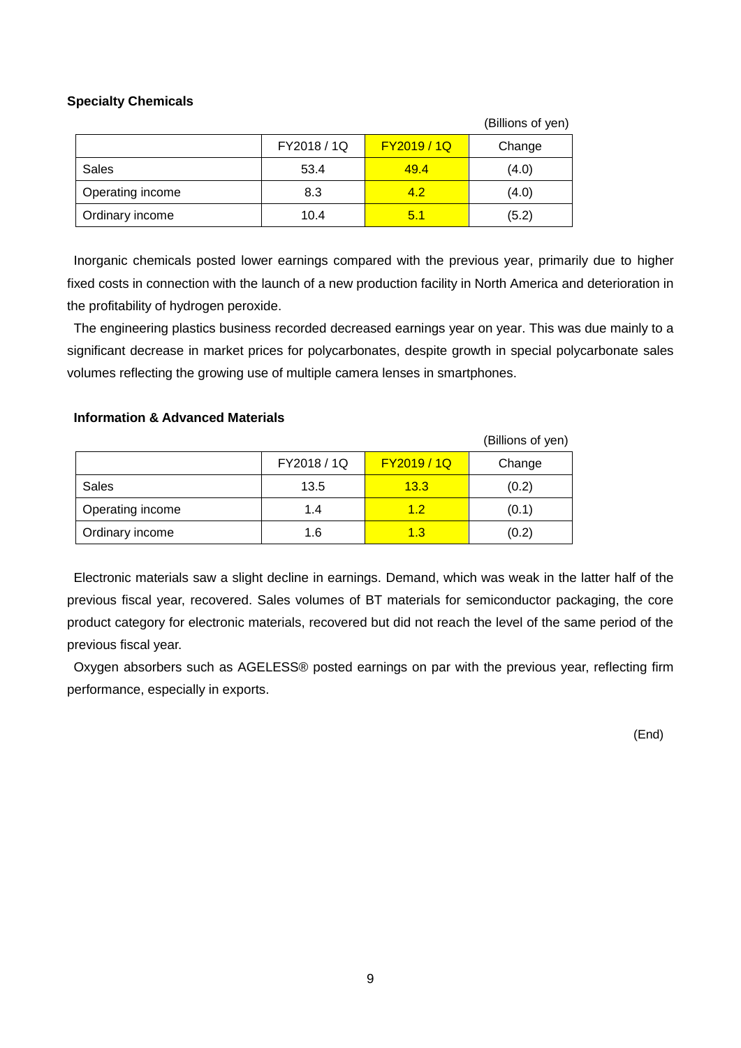### Specialty Chemicals

(Billions of yen)

| | FY2018 / 1Q | FY2019 / 1Q | Change |
|---|---|---|---|
| Sales | 53.4 | 49.4 | (4.0) |
| Operating income | 8.3 | 4.2 | (4.0) |
| Ordinary income | 10.4 | 5.1 | (5.2) |

Inorganic chemicals posted lower earnings compared with the previous year, primarily due to higher fixed costs in connection with the launch of a new production facility in North America and deterioration in the profitability of hydrogen peroxide.

The engineering plastics business recorded decreased earnings year on year. This was due mainly to a significant decrease in market prices for polycarbonates, despite growth in special polycarbonate sales volumes reflecting the growing use of multiple camera lenses in smartphones.

### Information & Advanced Materials

(Billions of yen)

| | FY2018 / 1Q | FY2019 / 1Q | Change |
|---|---|---|---|
| Sales | 13.5 | 13.3 | (0.2) |
| Operating income | 1.4 | 1.2 | (0.1) |
| Ordinary income | 1.6 | 1.3 | (0.2) |

Electronic materials saw a slight decline in earnings. Demand, which was weak in the latter half of the previous fiscal year, recovered. Sales volumes of BT materials for semiconductor packaging, the core product category for electronic materials, recovered but did not reach the level of the same period of the previous fiscal year.

Oxygen absorbers such as AGELESS® posted earnings on par with the previous year, reflecting firm performance, especially in exports.

(End)